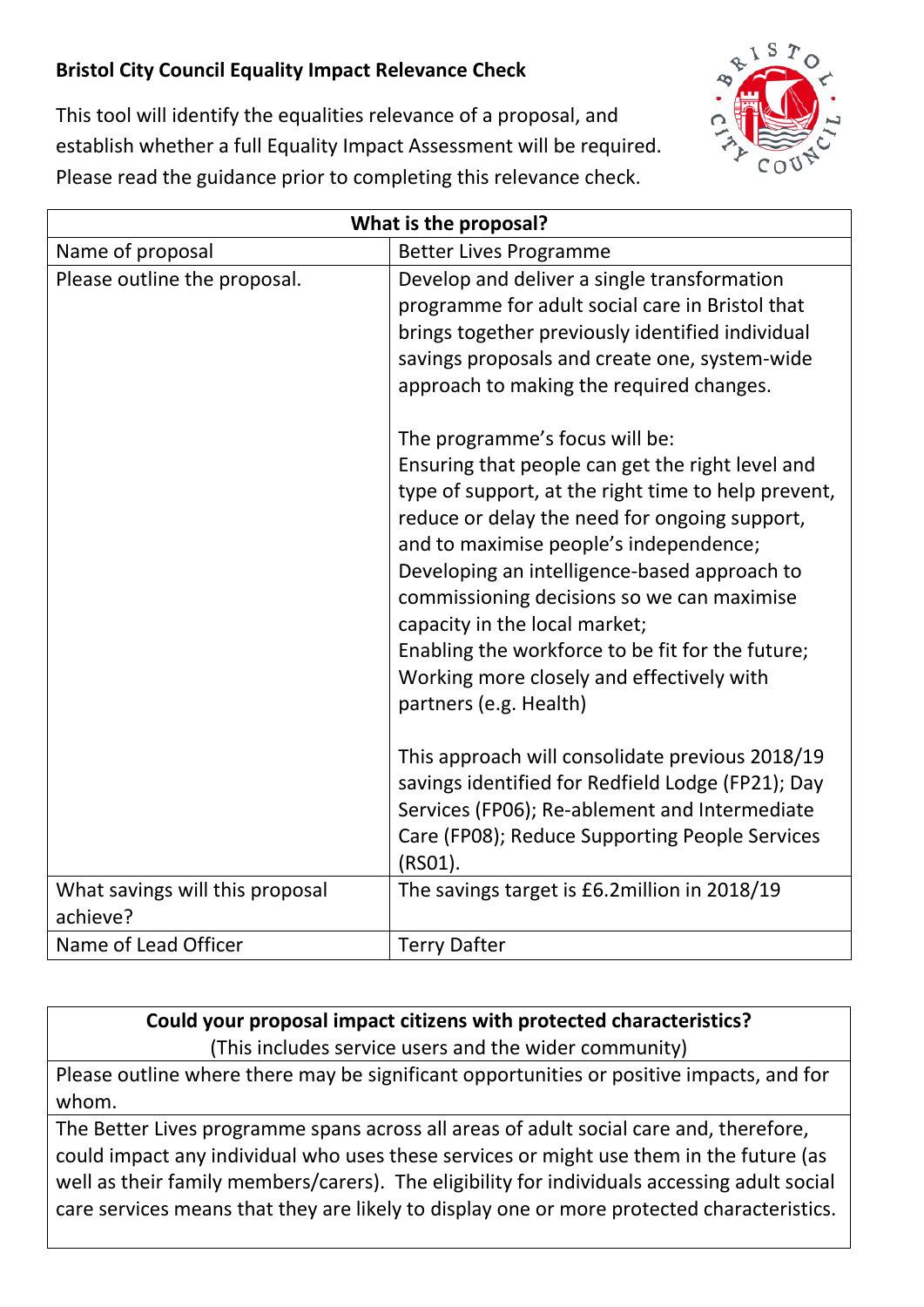# Bristol City Council Equality Impact Relevance Check

This tool will identify the equalities relevance of a proposal, and establish whether a full Equality Impact Assessment will be required. Please read the guidance prior to completing this relevance check.

| **What is the proposal?** | |
|---|---|
| Name of proposal | Better Lives Programme |
| Please outline the proposal. | Develop and deliver a single transformation programme for adult social care in Bristol that brings together previously identified individual savings proposals and create one, system-wide approach to making the required changes.<br><br>The programme's focus will be:<br>Ensuring that people can get the right level and type of support, at the right time to help prevent, reduce or delay the need for ongoing support, and to maximise people's independence;<br>Developing an intelligence-based approach to commissioning decisions so we can maximise capacity in the local market;<br>Enabling the workforce to be fit for the future;<br>Working more closely and effectively with partners (e.g. Health)<br><br>This approach will consolidate previous 2018/19 savings identified for Redfield Lodge (FP21); Day Services (FP06); Re-ablement and Intermediate Care (FP08); Reduce Supporting People Services (RS01). |
| What savings will this proposal achieve? | The savings target is £6.2million in 2018/19 |
| Name of Lead Officer | Terry Dafter |

| **Could your proposal impact citizens with protected characteristics?**<br>(This includes service users and the wider community) |
|---|
| Please outline where there may be significant opportunities or positive impacts, and for whom. |
| The Better Lives programme spans across all areas of adult social care and, therefore, could impact any individual who uses these services or might use them in the future (as well as their family members/carers). The eligibility for individuals accessing adult social care services means that they are likely to display one or more protected characteristics. |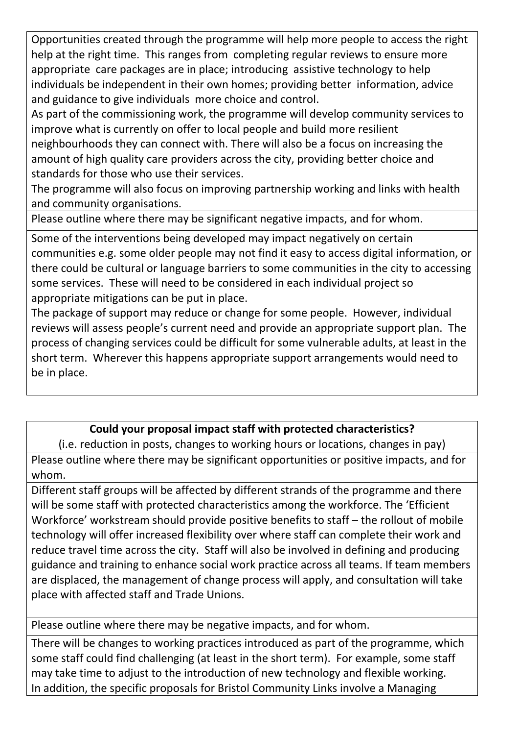Opportunities created through the programme will help more people to access the right help at the right time. This ranges from completing regular reviews to ensure more appropriate care packages are in place; introducing assistive technology to help individuals be independent in their own homes; providing better information, advice and guidance to give individuals more choice and control.

As part of the commissioning work, the programme will develop community services to improve what is currently on offer to local people and build more resilient neighbourhoods they can connect with. There will also be a focus on increasing the amount of high quality care providers across the city, providing better choice and standards for those who use their services.

The programme will also focus on improving partnership working and links with health and community organisations.

Please outline where there may be significant negative impacts, and for whom.

Some of the interventions being developed may impact negatively on certain communities e.g. some older people may not find it easy to access digital information, or there could be cultural or language barriers to some communities in the city to accessing some services. These will need to be considered in each individual project so appropriate mitigations can be put in place.

The package of support may reduce or change for some people. However, individual reviews will assess people's current need and provide an appropriate support plan. The process of changing services could be difficult for some vulnerable adults, at least in the short term. Wherever this happens appropriate support arrangements would need to be in place.

**Could your proposal impact staff with protected characteristics?**

(i.e. reduction in posts, changes to working hours or locations, changes in pay)

Please outline where there may be significant opportunities or positive impacts, and for whom.

Different staff groups will be affected by different strands of the programme and there will be some staff with protected characteristics among the workforce. The 'Efficient Workforce' workstream should provide positive benefits to staff – the rollout of mobile technology will offer increased flexibility over where staff can complete their work and reduce travel time across the city. Staff will also be involved in defining and producing guidance and training to enhance social work practice across all teams. If team members are displaced, the management of change process will apply, and consultation will take place with affected staff and Trade Unions.

Please outline where there may be negative impacts, and for whom.

There will be changes to working practices introduced as part of the programme, which some staff could find challenging (at least in the short term). For example, some staff may take time to adjust to the introduction of new technology and flexible working.

In addition, the specific proposals for Bristol Community Links involve a Managing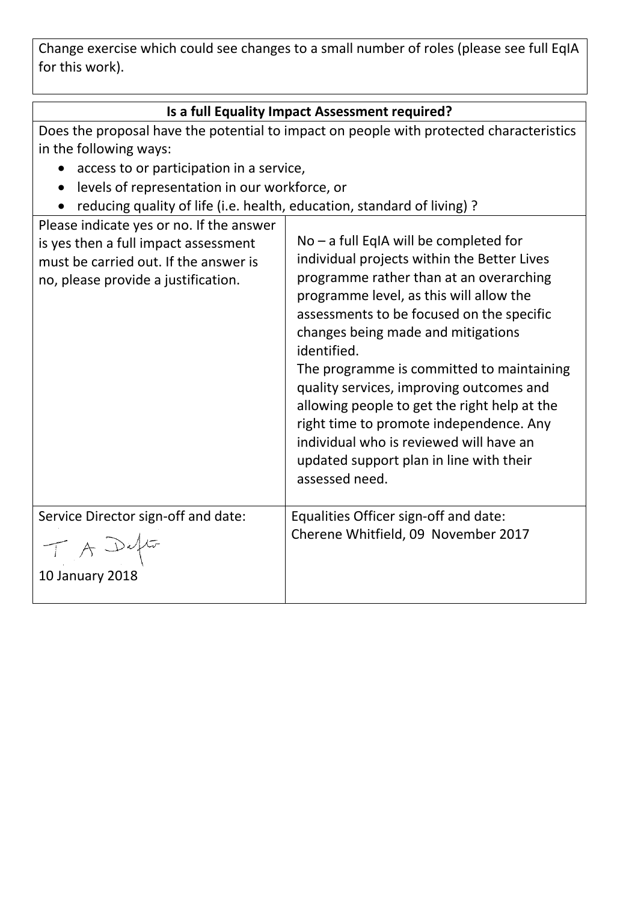Change exercise which could see changes to a small number of roles (please see full EqIA for this work).

| **Is a full Equality Impact Assessment required?** | |
|---|---|
| Does the proposal have the potential to impact on people with protected characteristics in the following ways:<br>• access to or participation in a service,<br>• levels of representation in our workforce, or<br>• reducing quality of life (i.e. health, education, standard of living) ? | |
| Please indicate yes or no. If the answer is yes then a full impact assessment must be carried out. If the answer is no, please provide a justification. | No – a full EqIA will be completed for individual projects within the Better Lives programme rather than at an overarching programme level, as this will allow the assessments to be focused on the specific changes being made and mitigations identified.<br>The programme is committed to maintaining quality services, improving outcomes and allowing people to get the right help at the right time to promote independence. Any individual who is reviewed will have an updated support plan in line with their assessed need. |
| Service Director sign-off and date:<br>T A Dafto<br>10 January 2018 | Equalities Officer sign-off and date:<br>Cherene Whitfield, 09 November 2017 |